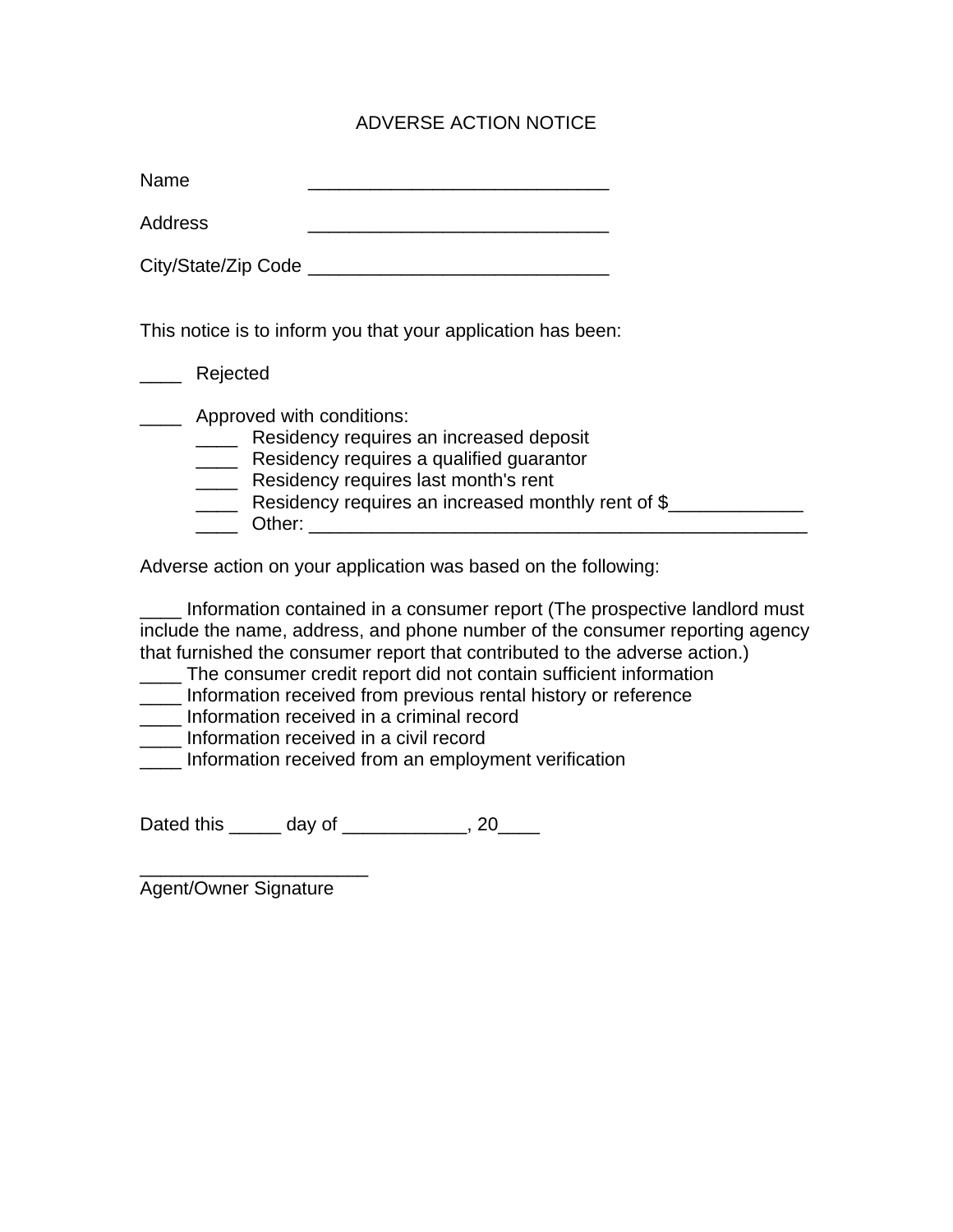# ADVERSE ACTION NOTICE

Name _____________________________

Address _____________________________

City/State/Zip Code _____________________________

This notice is to inform you that your application has been:

____ Rejected

____ Approved with conditions:

- ____ Residency requires an increased deposit
- ____ Residency requires a qualified guarantor
- ____ Residency requires last month's rent
- ____ Residency requires an increased monthly rent of $_____________
- ____ Other: ________________________________________________

Adverse action on your application was based on the following:

____ Information contained in a consumer report (The prospective landlord must include the name, address, and phone number of the consumer reporting agency that furnished the consumer report that contributed to the adverse action.)
____ The consumer credit report did not contain sufficient information
____ Information received from previous rental history or reference
____ Information received in a criminal record
____ Information received in a civil record
____ Information received from an employment verification

Dated this _____ day of ____________, 20____

______________________
Agent/Owner Signature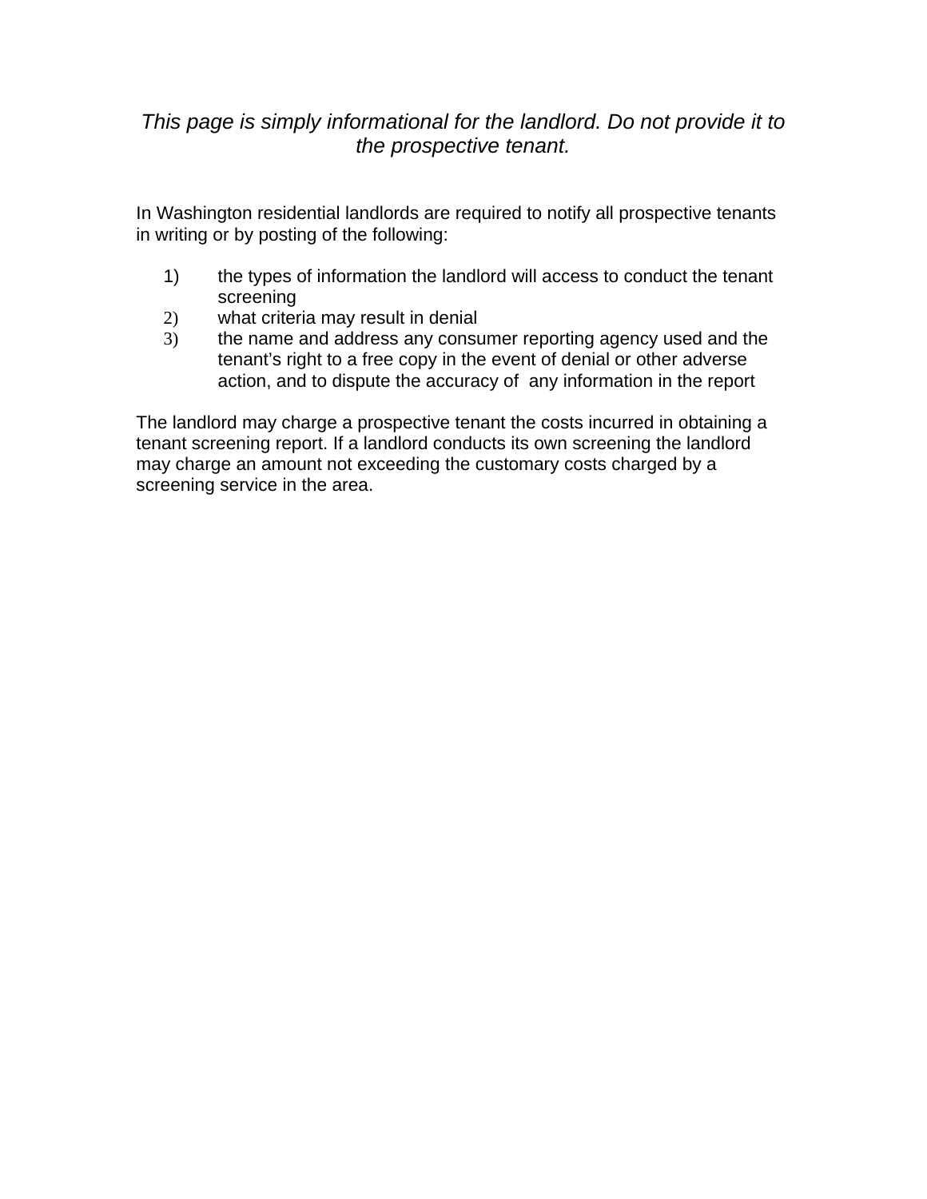*This page is simply informational for the landlord. Do not provide it to the prospective tenant.*

In Washington residential landlords are required to notify all prospective tenants in writing or by posting of the following:

1) the types of information the landlord will access to conduct the tenant screening
2) what criteria may result in denial
3) the name and address any consumer reporting agency used and the tenant's right to a free copy in the event of denial or other adverse action, and to dispute the accuracy of any information in the report

The landlord may charge a prospective tenant the costs incurred in obtaining a tenant screening report. If a landlord conducts its own screening the landlord may charge an amount not exceeding the customary costs charged by a screening service in the area.